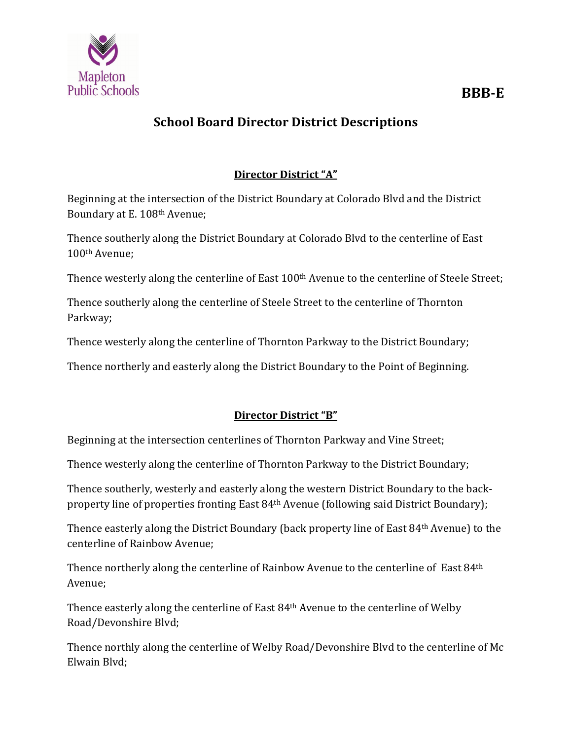BBB-E

# School Board Director District Descriptions

## Director District "A"

Beginning at the intersection of the District Boundary at Colorado Blvd and the District Boundary at E. 108th Avenue;

Thence southerly along the District Boundary at Colorado Blvd to the centerline of East 100th Avenue;

Thence westerly along the centerline of East 100th Avenue to the centerline of Steele Street;

Thence southerly along the centerline of Steele Street to the centerline of Thornton Parkway;

Thence westerly along the centerline of Thornton Parkway to the District Boundary;

Thence northerly and easterly along the District Boundary to the Point of Beginning.

## Director District "B"

Beginning at the intersection centerlines of Thornton Parkway and Vine Street;

Thence westerly along the centerline of Thornton Parkway to the District Boundary;

Thence southerly, westerly and easterly along the western District Boundary to the back-property line of properties fronting East 84th Avenue (following said District Boundary);

Thence easterly along the District Boundary (back property line of East 84th Avenue) to the centerline of Rainbow Avenue;

Thence northerly along the centerline of Rainbow Avenue to the centerline of East 84th Avenue;

Thence easterly along the centerline of East 84th Avenue to the centerline of Welby Road/Devonshire Blvd;

Thence northly along the centerline of Welby Road/Devonshire Blvd to the centerline of Mc Elwain Blvd;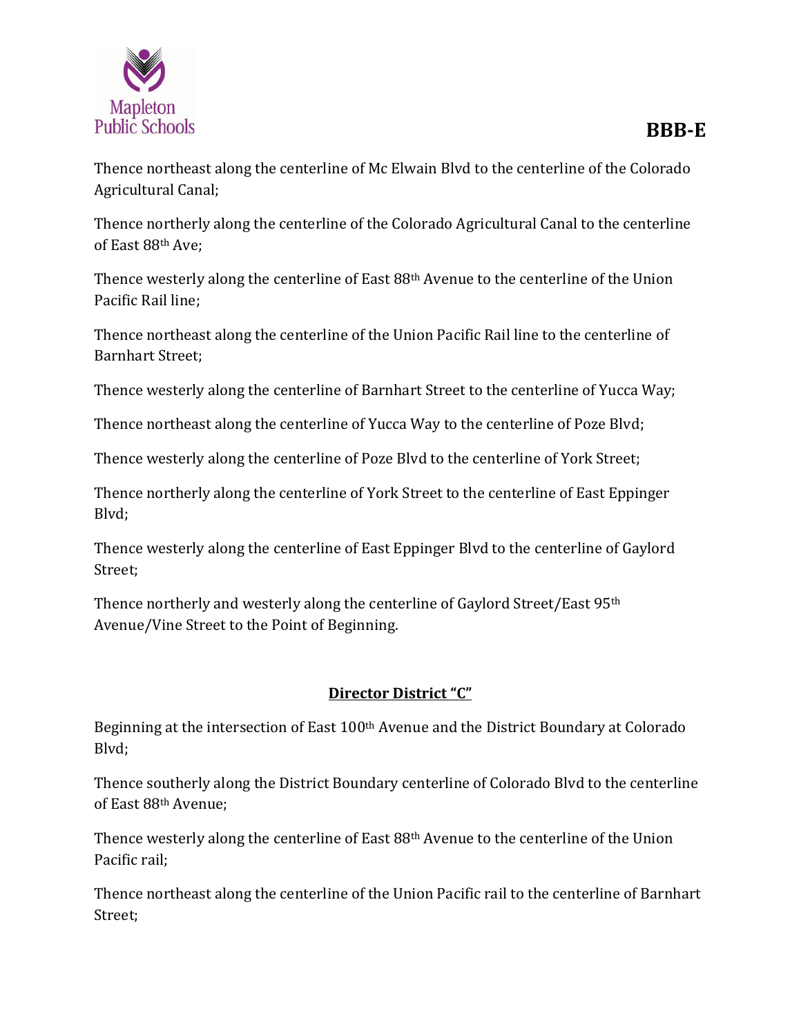Thence northeast along the centerline of Mc Elwain Blvd to the centerline of the Colorado Agricultural Canal;

Thence northerly along the centerline of the Colorado Agricultural Canal to the centerline of East 88th Ave;

Thence westerly along the centerline of East 88th Avenue to the centerline of the Union Pacific Rail line;

Thence northeast along the centerline of the Union Pacific Rail line to the centerline of Barnhart Street;

Thence westerly along the centerline of Barnhart Street to the centerline of Yucca Way;

Thence northeast along the centerline of Yucca Way to the centerline of Poze Blvd;

Thence westerly along the centerline of Poze Blvd to the centerline of York Street;

Thence northerly along the centerline of York Street to the centerline of East Eppinger Blvd;

Thence westerly along the centerline of East Eppinger Blvd to the centerline of Gaylord Street;

Thence northerly and westerly along the centerline of Gaylord Street/East 95th Avenue/Vine Street to the Point of Beginning.

## **Director District "C"**

Beginning at the intersection of East 100th Avenue and the District Boundary at Colorado Blvd;

Thence southerly along the District Boundary centerline of Colorado Blvd to the centerline of East 88th Avenue;

Thence westerly along the centerline of East 88th Avenue to the centerline of the Union Pacific rail;

Thence northeast along the centerline of the Union Pacific rail to the centerline of Barnhart Street;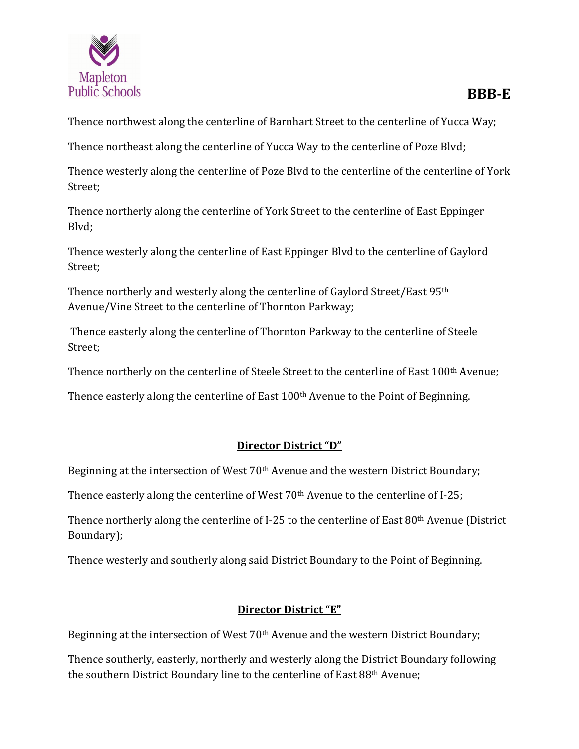Thence northwest along the centerline of Barnhart Street to the centerline of Yucca Way;

Thence northeast along the centerline of Yucca Way to the centerline of Poze Blvd;

Thence westerly along the centerline of Poze Blvd to the centerline of the centerline of York Street;

Thence northerly along the centerline of York Street to the centerline of East Eppinger Blvd;

Thence westerly along the centerline of East Eppinger Blvd to the centerline of Gaylord Street;

Thence northerly and westerly along the centerline of Gaylord Street/East 95th Avenue/Vine Street to the centerline of Thornton Parkway;

Thence easterly along the centerline of Thornton Parkway to the centerline of Steele Street;

Thence northerly on the centerline of Steele Street to the centerline of East 100th Avenue;

Thence easterly along the centerline of East 100th Avenue to the Point of Beginning.

## Director District "D"

Beginning at the intersection of West 70th Avenue and the western District Boundary;

Thence easterly along the centerline of West 70th Avenue to the centerline of I-25;

Thence northerly along the centerline of I-25 to the centerline of East 80th Avenue (District Boundary);

Thence westerly and southerly along said District Boundary to the Point of Beginning.

## Director District "E"

Beginning at the intersection of West 70th Avenue and the western District Boundary;

Thence southerly, easterly, northerly and westerly along the District Boundary following the southern District Boundary line to the centerline of East 88th Avenue;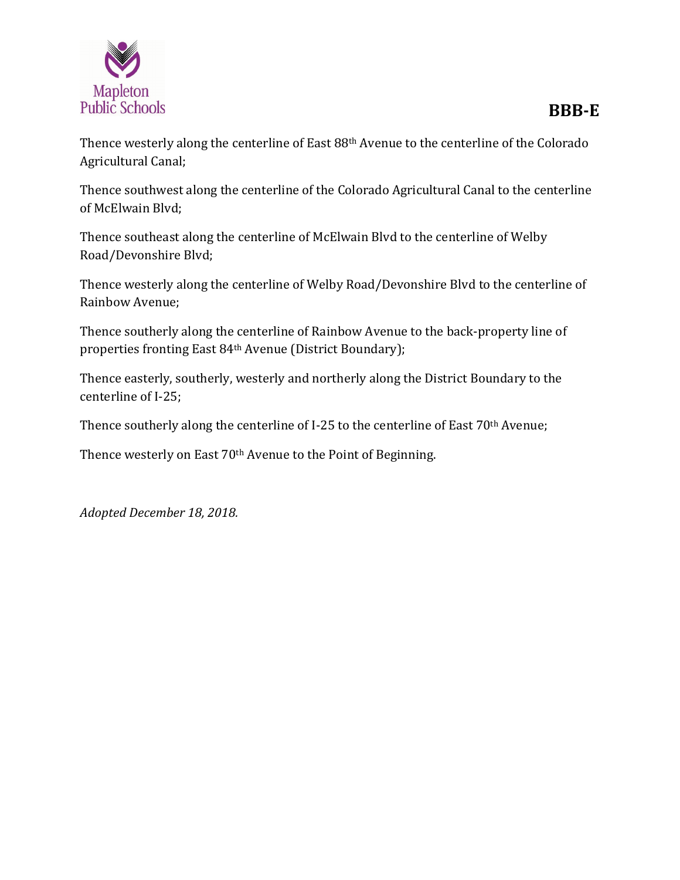Thence westerly along the centerline of East 88th Avenue to the centerline of the Colorado Agricultural Canal;

Thence southwest along the centerline of the Colorado Agricultural Canal to the centerline of McElwain Blvd;

Thence southeast along the centerline of McElwain Blvd to the centerline of Welby Road/Devonshire Blvd;

Thence westerly along the centerline of Welby Road/Devonshire Blvd to the centerline of Rainbow Avenue;

Thence southerly along the centerline of Rainbow Avenue to the back-property line of properties fronting East 84th Avenue (District Boundary);

Thence easterly, southerly, westerly and northerly along the District Boundary to the centerline of I-25;

Thence southerly along the centerline of I-25 to the centerline of East 70th Avenue;

Thence westerly on East 70th Avenue to the Point of Beginning.

*Adopted December 18, 2018.*